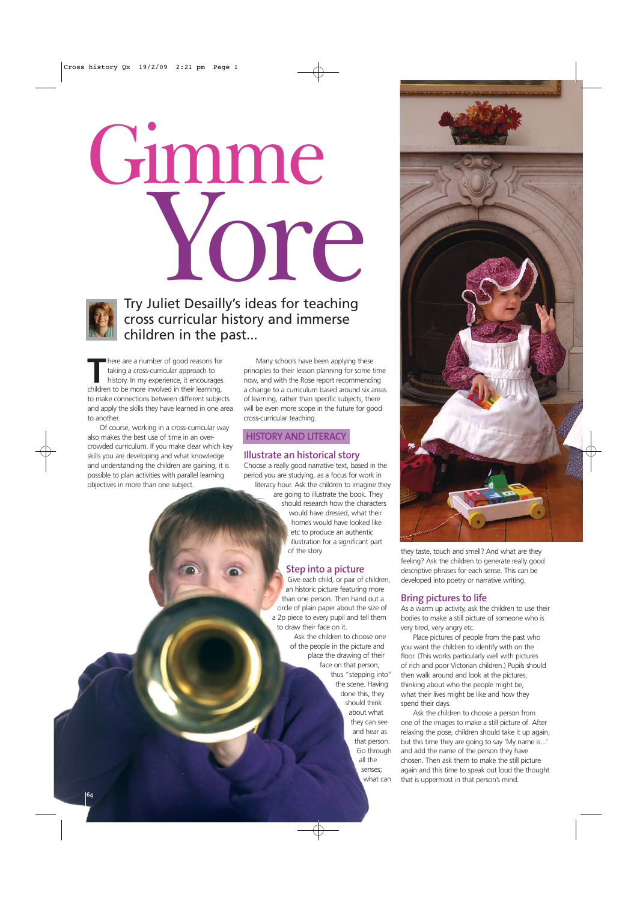# Gimme Yore

Try Juliet Desailly's ideas for teaching cross curricular history and immerse children in the past...

There are a number of good reasons for taking a cross-curricular approach to history. In my experience, it encourages children to be more involved in their learning, to make connections between different subjects and apply the skills they have learned in one area to another.

Of course, working in a cross-curricular way also makes the best use of time in an over-crowded curriculum. If you make clear which key skills you are developing and what knowledge and understanding the children are gaining, it is possible to plan activities with parallel learning objectives in more than one subject.

Many schools have been applying these principles to their lesson planning for some time now, and with the Rose report recommending a change to a curriculum based around six areas of learning, rather than specific subjects, there will be even more scope in the future for good cross-curricular teaching.

## HISTORY AND LITERACY

### Illustrate an historical story

Choose a really good narrative text, based in the period you are studying, as a focus for work in literacy hour. Ask the children to imagine they are going to illustrate the book. They should research how the characters would have dressed, what their homes would have looked like etc to produce an authentic illustration for a significant part of the story.

### Step into a picture

Give each child, or pair of children, an historic picture featuring more than one person. Then hand out a circle of plain paper about the size of a 2p piece to every pupil and tell them to draw their face on it.

Ask the children to choose one of the people in the picture and place the drawing of their face on that person, thus "stepping into" the scene. Having done this, they should think about what they can see and hear as that person. Go through all the senses; what can they taste, touch and smell? And what are they feeling? Ask the children to generate really good descriptive phrases for each sense. This can be developed into poetry or narrative writing.

### Bring pictures to life

As a warm up activity, ask the children to use their bodies to make a still picture of someone who is very tired, very angry etc.

Place pictures of people from the past who you want the children to identify with on the floor. (This works particularly well with pictures of rich and poor Victorian children.) Pupils should then walk around and look at the pictures, thinking about who the people might be, what their lives might be like and how they spend their days.

Ask the children to choose a person from one of the images to make a still picture of. After relaxing the pose, children should take it up again, but this time they are going to say 'My name is...' and add the name of the person they have chosen. Then ask them to make the still picture again and this time to speak out loud the thought that is uppermost in that person's mind.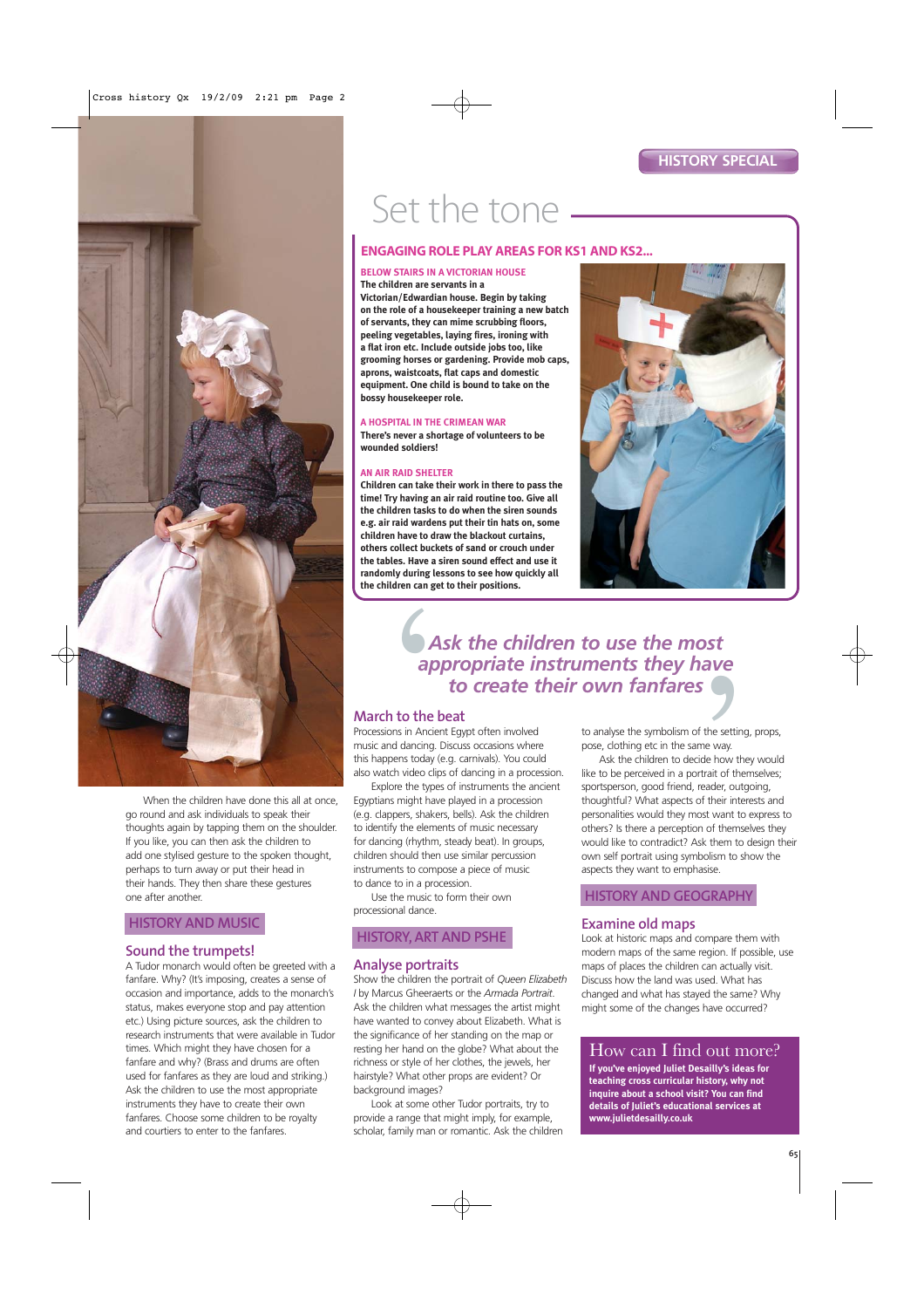HISTORY SPECIAL

# Set the tone

## ENGAGING ROLE PLAY AREAS FOR KS1 AND KS2...

**BELOW STAIRS IN A VICTORIAN HOUSE**

**The children are servants in a Victorian/Edwardian house. Begin by taking on the role of a housekeeper training a new batch of servants, they can mime scrubbing floors, peeling vegetables, laying fires, ironing with a flat iron etc. Include outside jobs too, like grooming horses or gardening. Provide mob caps, aprons, waistcoats, flat caps and domestic equipment. One child is bound to take on the bossy housekeeper role.**

**A HOSPITAL IN THE CRIMEAN WAR**

**There's never a shortage of volunteers to be wounded soldiers!**

**AN AIR RAID SHELTER**

**Children can take their work in there to pass the time! Try having an air raid routine too. Give all the children tasks to do when the siren sounds e.g. air raid wardens put their tin hats on, some children have to draw the blackout curtains, others collect buckets of sand or crouch under the tables. Have a siren sound effect and use it randomly during lessons to see how quickly all the children can get to their positions.**

When the children have done this all at once, go round and ask individuals to speak their thoughts again by tapping them on the shoulder. If you like, you can then ask the children to add one stylised gesture to the spoken thought, perhaps to turn away or put their head in their hands. They then share these gestures one after another.

## HISTORY AND MUSIC

### Sound the trumpets!

A Tudor monarch would often be greeted with a fanfare. Why? (It's imposing, creates a sense of occasion and importance, adds to the monarch's status, makes everyone stop and pay attention etc.) Using picture sources, ask the children to research instruments that were available in Tudor times. Which might they have chosen for a fanfare and why? (Brass and drums are often used for fanfares as they are loud and striking.) Ask the children to use the most appropriate instruments they have to create their own fanfares. Choose some children to be royalty and courtiers to enter to the fanfares.

> *Ask the children to use the most appropriate instruments they have to create their own fanfares*

### March to the beat

Processions in Ancient Egypt often involved music and dancing. Discuss occasions where this happens today (e.g. carnivals). You could also watch video clips of dancing in a procession.

Explore the types of instruments the ancient Egyptians might have played in a procession (e.g. clappers, shakers, bells). Ask the children to identify the elements of music necessary for dancing (rhythm, steady beat). In groups, children should then use similar percussion instruments to compose a piece of music to dance to in a procession.

Use the music to form their own processional dance.

## HISTORY, ART AND PSHE

### Analyse portraits

Show the children the portrait of *Queen Elizabeth I* by Marcus Gheeraerts or the *Armada Portrait*. Ask the children what messages the artist might have wanted to convey about Elizabeth. What is the significance of her standing on the map or resting her hand on the globe? What about the richness or style of her clothes, the jewels, her hairstyle? What other props are evident? Or background images?

Look at some other Tudor portraits, try to provide a range that might imply, for example, scholar, family man or romantic. Ask the children to analyse the symbolism of the setting, props, pose, clothing etc in the same way.

Ask the children to decide how they would like to be perceived in a portrait of themselves; sportsperson, good friend, reader, outgoing, thoughtful? What aspects of their interests and personalities would they most want to express to others? Is there a perception of themselves they would like to contradict? Ask them to design their own self portrait using symbolism to show the aspects they want to emphasise.

## HISTORY AND GEOGRAPHY

### Examine old maps

Look at historic maps and compare them with modern maps of the same region. If possible, use maps of places the children can actually visit. Discuss how the land was used. What has changed and what has stayed the same? Why might some of the changes have occurred?

## How can I find out more?

**If you've enjoyed Juliet Desailly's ideas for teaching cross curricular history, why not inquire about a school visit? You can find details of Juliet's educational services at www.julietdesailly.co.uk**